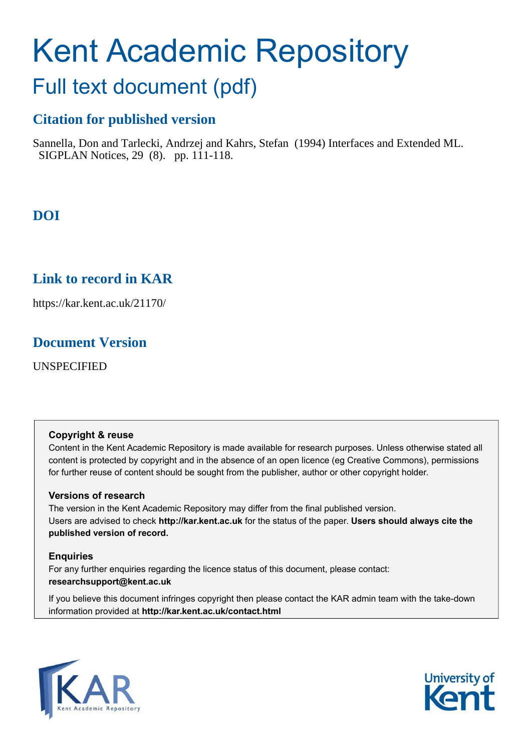# Kent Academic Repository

## Full text document (pdf)

### Citation for published version

Sannella, Don and Tarlecki, Andrzej and Kahrs, Stefan (1994) Interfaces and Extended ML. SIGPLAN Notices, 29 (8). pp. 111-118.

### DOI

### Link to record in KAR

https://kar.kent.ac.uk/21170/

### Document Version

UNSPECIFIED

**Copyright & reuse**

Content in the Kent Academic Repository is made available for research purposes. Unless otherwise stated all content is protected by copyright and in the absence of an open licence (eg Creative Commons), permissions for further reuse of content should be sought from the publisher, author or other copyright holder.

**Versions of research**

The version in the Kent Academic Repository may differ from the final published version. Users are advised to check **http://kar.kent.ac.uk** for the status of the paper. **Users should always cite the published version of record.**

**Enquiries**

For any further enquiries regarding the licence status of this document, please contact: **researchsupport@kent.ac.uk**

If you believe this document infringes copyright then please contact the KAR admin team with the take-down information provided at **http://kar.kent.ac.uk/contact.html**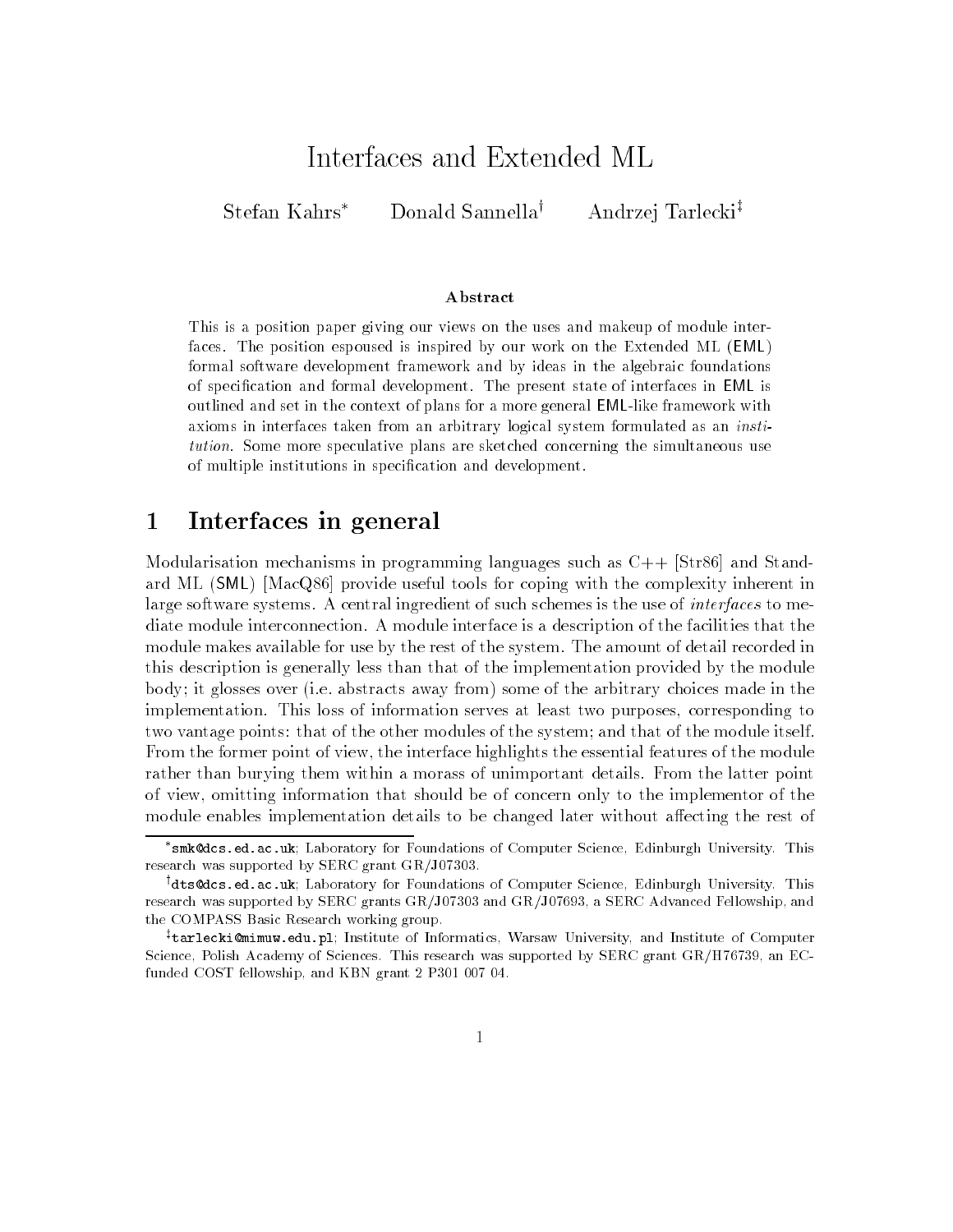# Interfaces and Extended ML

Stefan Kahrs[*] Donald Sannella[†] Andrzej Tarlecki[‡]

### Abstract

This is a position paper giving our views on the uses and makeup of module interfaces. The position espoused is inspired by our work on the Extended ML (EML) formal software development framework and by ideas in the algebraic foundations of specification and formal development. The present state of interfaces in EML is outlined and set in the context of plans for a more general EML-like framework with axioms in interfaces taken from an arbitrary logical system formulated as an *institution*. Some more speculative plans are sketched concerning the simultaneous use of multiple institutions in specification and development.

## 1 Interfaces in general

Modularisation mechanisms in programming languages such as C++ [Str86] and Standard ML (SML) [MacQ86] provide useful tools for coping with the complexity inherent in large software systems. A central ingredient of such schemes is the use of *interfaces* to mediate module interconnection. A module interface is a description of the facilities that the module makes available for use by the rest of the system. The amount of detail recorded in this description is generally less than that of the implementation provided by the module body; it glosses over (i.e. abstracts away from) some of the arbitrary choices made in the implementation. This loss of information serves at least two purposes, corresponding to two vantage points: that of the other modules of the system; and that of the module itself. From the former point of view, the interface highlights the essential features of the module rather than burying them within a morass of unimportant details. From the latter point of view, omitting information that should be of concern only to the implementor of the module enables implementation details to be changed later without affecting the rest of

---

[*] `smk@dcs.ed.ac.uk`; Laboratory for Foundations of Computer Science, Edinburgh University. This research was supported by SERC grant GR/J07303.

[†] `dts@dcs.ed.ac.uk`; Laboratory for Foundations of Computer Science, Edinburgh University. This research was supported by SERC grants GR/J07303 and GR/J07693, a SERC Advanced Fellowship, and the COMPASS Basic Research working group.

[‡] `tarlecki@mimuw.edu.pl`; Institute of Informatics, Warsaw University, and Institute of Computer Science, Polish Academy of Sciences. This research was supported by SERC grant GR/H76739, an EC-funded COST fellowship, and KBN grant 2 P301 007 04.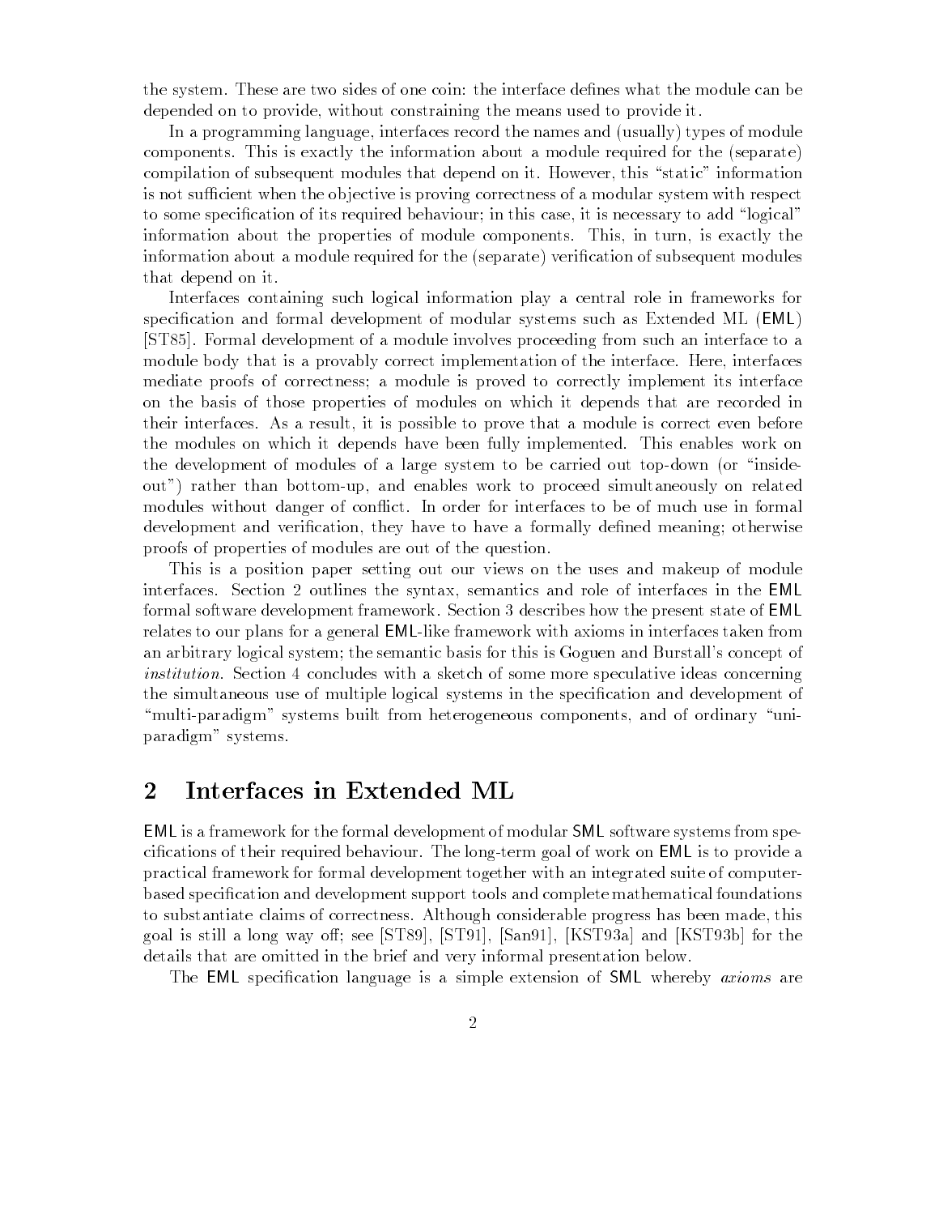the system. These are two sides of one coin: the interface defines what the module can be depended on to provide, without constraining the means used to provide it.

In a programming language, interfaces record the names and (usually) types of module components. This is exactly the information about a module required for the (separate) compilation of subsequent modules that depend on it. However, this "static" information is not sufficient when the objective is proving correctness of a modular system with respect to some specification of its required behaviour; in this case, it is necessary to add "logical" information about the properties of module components. This, in turn, is exactly the information about a module required for the (separate) verification of subsequent modules that depend on it.

Interfaces containing such logical information play a central role in frameworks for specification and formal development of modular systems such as Extended ML (EML) [ST85]. Formal development of a module involves proceeding from such an interface to a module body that is a provably correct implementation of the interface. Here, interfaces mediate proofs of correctness; a module is proved to correctly implement its interface on the basis of those properties of modules on which it depends that are recorded in their interfaces. As a result, it is possible to prove that a module is correct even before the modules on which it depends have been fully implemented. This enables work on the development of modules of a large system to be carried out top-down (or "inside-out") rather than bottom-up, and enables work to proceed simultaneously on related modules without danger of conflict. In order for interfaces to be of much use in formal development and verification, they have to have a formally defined meaning; otherwise proofs of properties of modules are out of the question.

This is a position paper setting out our views on the uses and makeup of module interfaces. Section 2 outlines the syntax, semantics and role of interfaces in the EML formal software development framework. Section 3 describes how the present state of EML relates to our plans for a general EML-like framework with axioms in interfaces taken from an arbitrary logical system; the semantic basis for this is Goguen and Burstall's concept of *institution*. Section 4 concludes with a sketch of some more speculative ideas concerning the simultaneous use of multiple logical systems in the specification and development of "multi-paradigm" systems built from heterogeneous components, and of ordinary "uni-paradigm" systems.

## 2 Interfaces in Extended ML

EML is a framework for the formal development of modular SML software systems from specifications of their required behaviour. The long-term goal of work on EML is to provide a practical framework for formal development together with an integrated suite of computer-based specification and development support tools and complete mathematical foundations to substantiate claims of correctness. Although considerable progress has been made, this goal is still a long way off; see [ST89], [ST91], [San91], [KST93a] and [KST93b] for the details that are omitted in the brief and very informal presentation below.

The EML specification language is a simple extension of SML whereby *axioms* are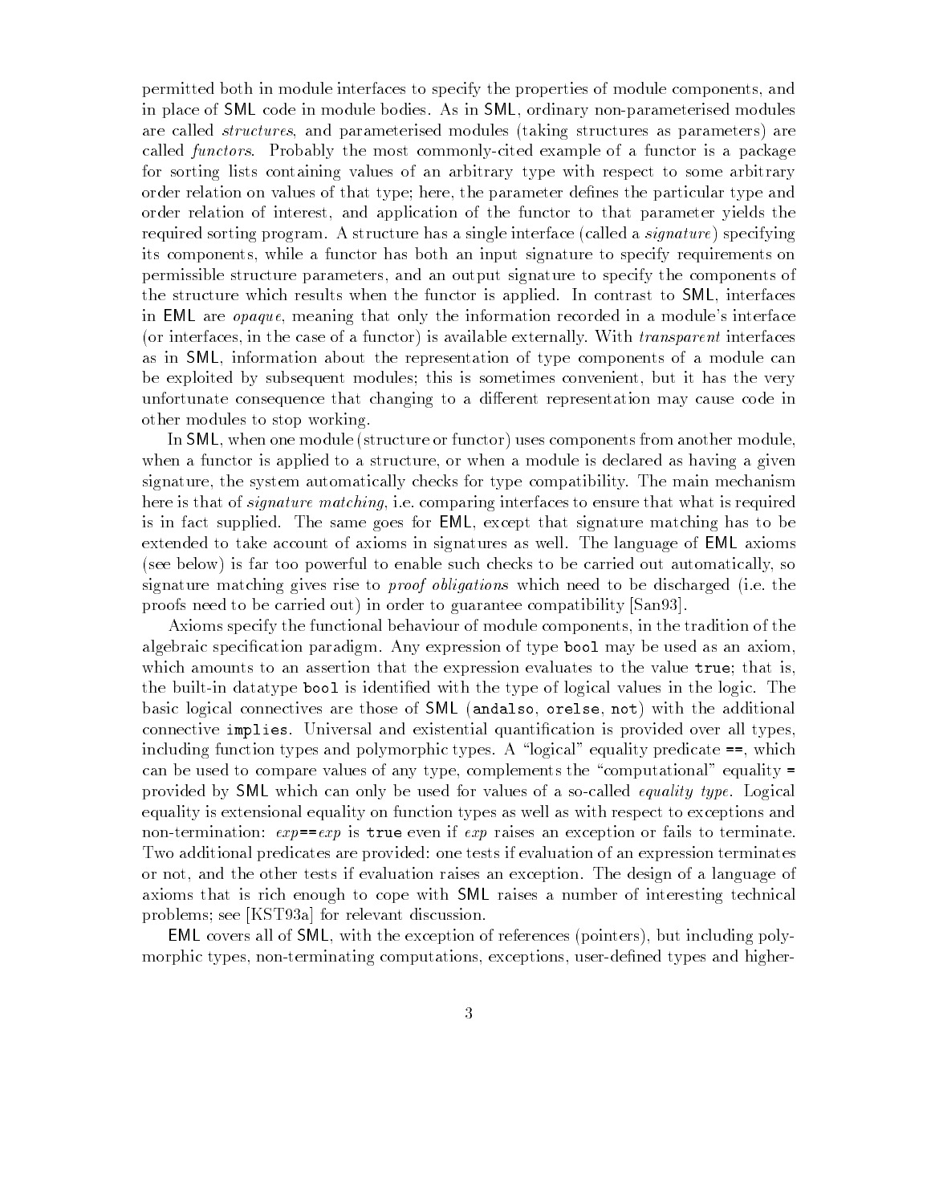permitted both in module interfaces to specify the properties of module components, and in place of SML code in module bodies. As in SML, ordinary non-parameterised modules are called *structures*, and parameterised modules (taking structures as parameters) are called *functors*. Probably the most commonly-cited example of a functor is a package for sorting lists containing values of an arbitrary type with respect to some arbitrary order relation on values of that type; here, the parameter defines the particular type and order relation of interest, and application of the functor to that parameter yields the required sorting program. A structure has a single interface (called a *signature*) specifying its components, while a functor has both an input signature to specify requirements on permissible structure parameters, and an output signature to specify the components of the structure which results when the functor is applied. In contrast to SML, interfaces in EML are *opaque*, meaning that only the information recorded in a module's interface (or interfaces, in the case of a functor) is available externally. With *transparent* interfaces as in SML, information about the representation of type components of a module can be exploited by subsequent modules; this is sometimes convenient, but it has the very unfortunate consequence that changing to a different representation may cause code in other modules to stop working.

In SML, when one module (structure or functor) uses components from another module, when a functor is applied to a structure, or when a module is declared as having a given signature, the system automatically checks for type compatibility. The main mechanism here is that of *signature matching*, i.e. comparing interfaces to ensure that what is required is in fact supplied. The same goes for EML, except that signature matching has to be extended to take account of axioms in signatures as well. The language of EML axioms (see below) is far too powerful to enable such checks to be carried out automatically, so signature matching gives rise to *proof obligations* which need to be discharged (i.e. the proofs need to be carried out) in order to guarantee compatibility [San93].

Axioms specify the functional behaviour of module components, in the tradition of the algebraic specification paradigm. Any expression of type `bool` may be used as an axiom, which amounts to an assertion that the expression evaluates to the value `true`; that is, the built-in datatype `bool` is identified with the type of logical values in the logic. The basic logical connectives are those of SML (`andalso`, `orelse`, `not`) with the additional connective `implies`. Universal and existential quantification is provided over all types, including function types and polymorphic types. A "logical" equality predicate `==`, which can be used to compare values of any type, complements the "computational" equality `=` provided by SML which can only be used for values of a so-called *equality type*. Logical equality is extensional equality on function types as well as with respect to exceptions and non-termination: *exp*`==`*exp* is `true` even if *exp* raises an exception or fails to terminate. Two additional predicates are provided: one tests if evaluation of an expression terminates or not, and the other tests if evaluation raises an exception. The design of a language of axioms that is rich enough to cope with SML raises a number of interesting technical problems; see [KST93a] for relevant discussion.

EML covers all of SML, with the exception of references (pointers), but including polymorphic types, non-terminating computations, exceptions, user-defined types and higher-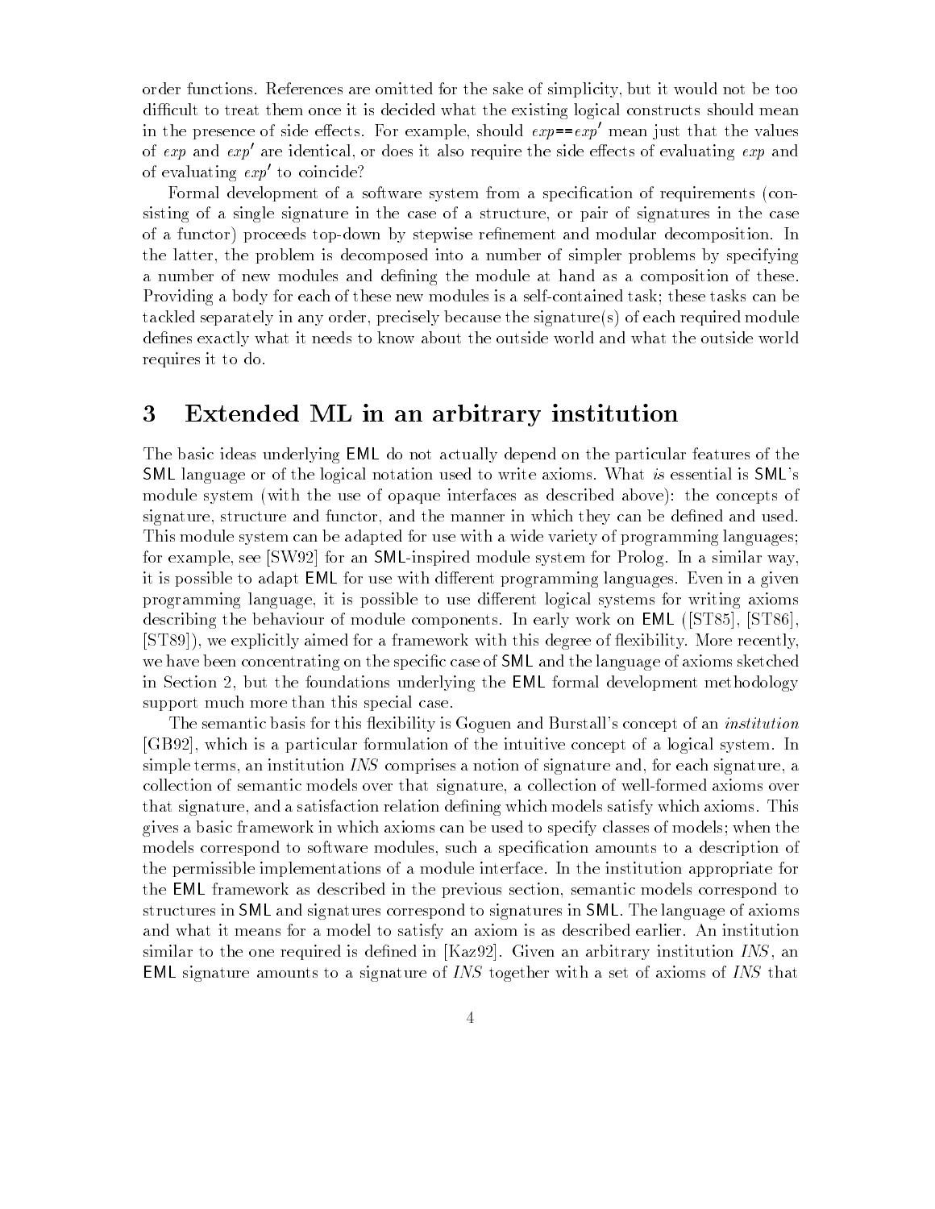order functions. References are omitted for the sake of simplicity, but it would not be too difficult to treat them once it is decided what the existing logical constructs should mean in the presence of side effects. For example, should $exp$==$exp'$ mean just that the values of $exp$ and $exp'$ are identical, or does it also require the side effects of evaluating $exp$ and of evaluating $exp'$ to coincide?

Formal development of a software system from a specification of requirements (consisting of a single signature in the case of a structure, or pair of signatures in the case of a functor) proceeds top-down by stepwise refinement and modular decomposition. In the latter, the problem is decomposed into a number of simpler problems by specifying a number of new modules and defining the module at hand as a composition of these. Providing a body for each of these new modules is a self-contained task; these tasks can be tackled separately in any order, precisely because the signature(s) of each required module defines exactly what it needs to know about the outside world and what the outside world requires it to do.

# 3 Extended ML in an arbitrary institution

The basic ideas underlying EML do not actually depend on the particular features of the SML language or of the logical notation used to write axioms. What *is* essential is SML's module system (with the use of opaque interfaces as described above): the concepts of signature, structure and functor, and the manner in which they can be defined and used. This module system can be adapted for use with a wide variety of programming languages; for example, see [SW92] for an SML-inspired module system for Prolog. In a similar way, it is possible to adapt EML for use with different programming languages. Even in a given programming language, it is possible to use different logical systems for writing axioms describing the behaviour of module components. In early work on EML ([ST85], [ST86], [ST89]), we explicitly aimed for a framework with this degree of flexibility. More recently, we have been concentrating on the specific case of SML and the language of axioms sketched in Section 2, but the foundations underlying the EML formal development methodology support much more than this special case.

The semantic basis for this flexibility is Goguen and Burstall's concept of an *institution* [GB92], which is a particular formulation of the intuitive concept of a logical system. In simple terms, an institution *INS* comprises a notion of signature and, for each signature, a collection of semantic models over that signature, a collection of well-formed axioms over that signature, and a satisfaction relation defining which models satisfy which axioms. This gives a basic framework in which axioms can be used to specify classes of models; when the models correspond to software modules, such a specification amounts to a description of the permissible implementations of a module interface. In the institution appropriate for the EML framework as described in the previous section, semantic models correspond to structures in SML and signatures correspond to signatures in SML. The language of axioms and what it means for a model to satisfy an axiom is as described earlier. An institution similar to the one required is defined in [Kaz92]. Given an arbitrary institution *INS*, an EML signature amounts to a signature of *INS* together with a set of axioms of *INS* that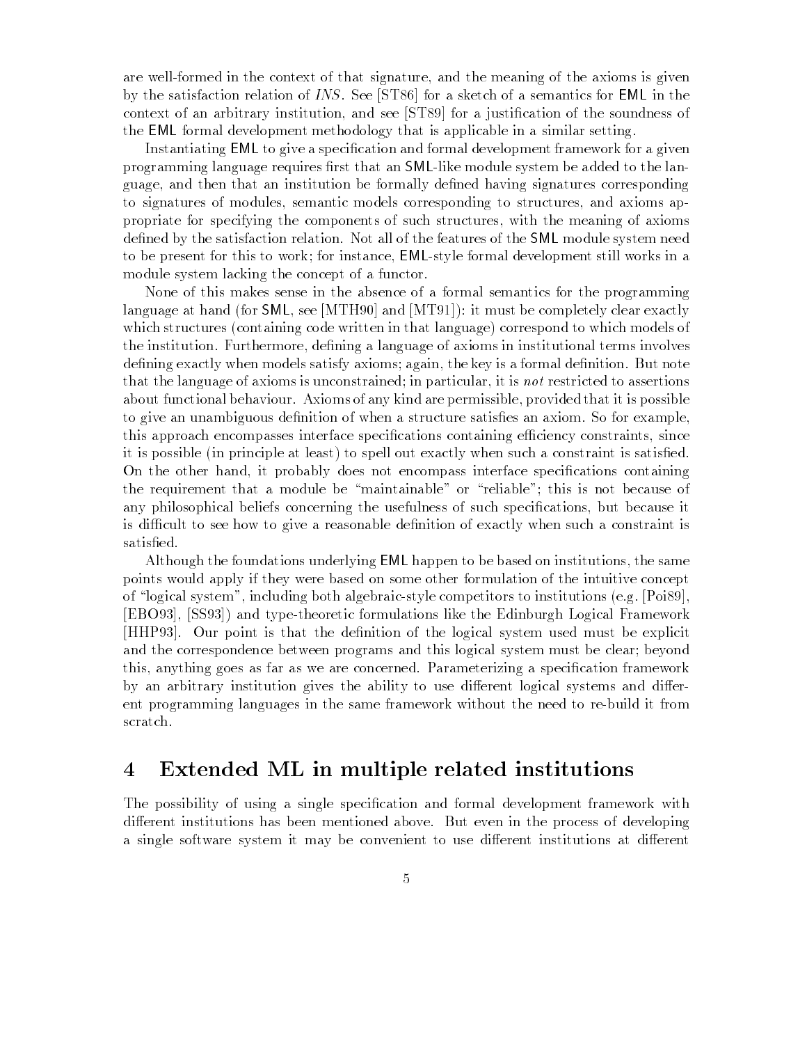are well-formed in the context of that signature, and the meaning of the axioms is given by the satisfaction relation of *INS*. See [ST86] for a sketch of a semantics for EML in the context of an arbitrary institution, and see [ST89] for a justification of the soundness of the EML formal development methodology that is applicable in a similar setting.

Instantiating EML to give a specification and formal development framework for a given programming language requires first that an SML-like module system be added to the language, and then that an institution be formally defined having signatures corresponding to signatures of modules, semantic models corresponding to structures, and axioms appropriate for specifying the components of such structures, with the meaning of axioms defined by the satisfaction relation. Not all of the features of the SML module system need to be present for this to work; for instance, EML-style formal development still works in a module system lacking the concept of a functor.

None of this makes sense in the absence of a formal semantics for the programming language at hand (for SML, see [MTH90] and [MT91]): it must be completely clear exactly which structures (containing code written in that language) correspond to which models of the institution. Furthermore, defining a language of axioms in institutional terms involves defining exactly when models satisfy axioms; again, the key is a formal definition. But note that the language of axioms is unconstrained; in particular, it is *not* restricted to assertions about functional behaviour. Axioms of any kind are permissible, provided that it is possible to give an unambiguous definition of when a structure satisfies an axiom. So for example, this approach encompasses interface specifications containing efficiency constraints, since it is possible (in principle at least) to spell out exactly when such a constraint is satisfied. On the other hand, it probably does not encompass interface specifications containing the requirement that a module be "maintainable" or "reliable"; this is not because of any philosophical beliefs concerning the usefulness of such specifications, but because it is difficult to see how to give a reasonable definition of exactly when such a constraint is satisfied.

Although the foundations underlying EML happen to be based on institutions, the same points would apply if they were based on some other formulation of the intuitive concept of "logical system", including both algebraic-style competitors to institutions (e.g. [Poi89], [EBO93], [SS93]) and type-theoretic formulations like the Edinburgh Logical Framework [HHP93]. Our point is that the definition of the logical system used must be explicit and the correspondence between programs and this logical system must be clear; beyond this, anything goes as far as we are concerned. Parameterizing a specification framework by an arbitrary institution gives the ability to use different logical systems and different programming languages in the same framework without the need to re-build it from scratch.

## 4 Extended ML in multiple related institutions

The possibility of using a single specification and formal development framework with different institutions has been mentioned above. But even in the process of developing a single software system it may be convenient to use different institutions at different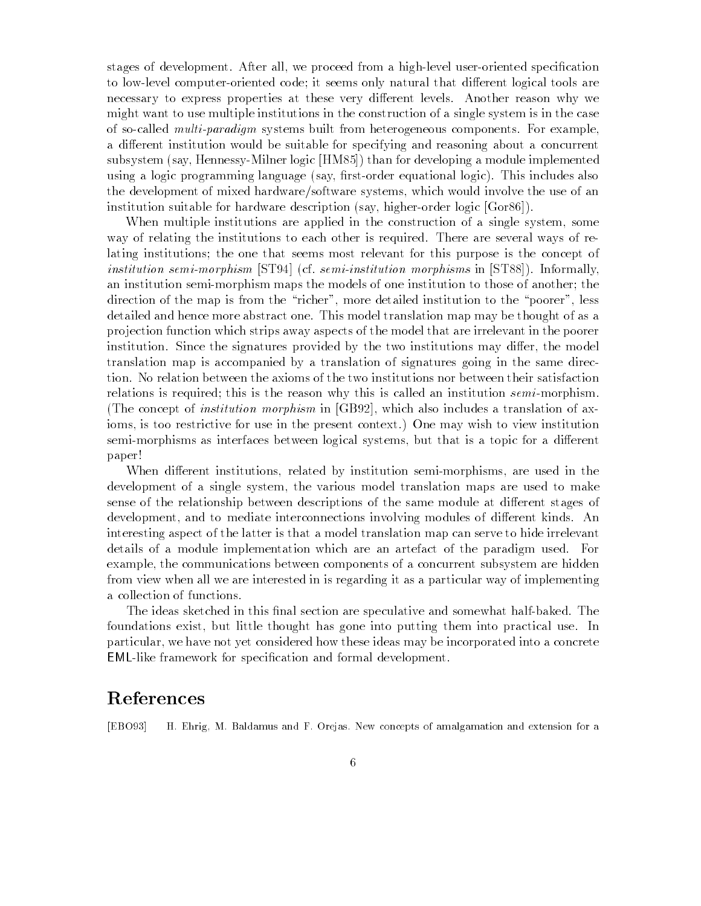stages of development. After all, we proceed from a high-level user-oriented specification to low-level computer-oriented code; it seems only natural that different logical tools are necessary to express properties at these very different levels. Another reason why we might want to use multiple institutions in the construction of a single system is in the case of so-called *multi-paradigm* systems built from heterogeneous components. For example, a different institution would be suitable for specifying and reasoning about a concurrent subsystem (say, Hennessy-Milner logic [HM85]) than for developing a module implemented using a logic programming language (say, first-order equational logic). This includes also the development of mixed hardware/software systems, which would involve the use of an institution suitable for hardware description (say, higher-order logic [Gor86]).

When multiple institutions are applied in the construction of a single system, some way of relating the institutions to each other is required. There are several ways of relating institutions; the one that seems most relevant for this purpose is the concept of *institution semi-morphism* [ST94] (cf. *semi-institution morphisms* in [ST88]). Informally, an institution semi-morphism maps the models of one institution to those of another; the direction of the map is from the "richer", more detailed institution to the "poorer", less detailed and hence more abstract one. This model translation map may be thought of as a projection function which strips away aspects of the model that are irrelevant in the poorer institution. Since the signatures provided by the two institutions may differ, the model translation map is accompanied by a translation of signatures going in the same direction. No relation between the axioms of the two institutions nor between their satisfaction relations is required; this is the reason why this is called an institution *semi*-morphism. (The concept of *institution morphism* in [GB92], which also includes a translation of axioms, is too restrictive for use in the present context.) One may wish to view institution semi-morphisms as interfaces between logical systems, but that is a topic for a different paper!

When different institutions, related by institution semi-morphisms, are used in the development of a single system, the various model translation maps are used to make sense of the relationship between descriptions of the same module at different stages of development, and to mediate interconnections involving modules of different kinds. An interesting aspect of the latter is that a model translation map can serve to hide irrelevant details of a module implementation which are an artefact of the paradigm used. For example, the communications between components of a concurrent subsystem are hidden from view when all we are interested in is regarding it as a particular way of implementing a collection of functions.

The ideas sketched in this final section are speculative and somewhat half-baked. The foundations exist, but little thought has gone into putting them into practical use. In particular, we have not yet considered how these ideas may be incorporated into a concrete EML-like framework for specification and formal development.

# References

[EBO93] H. Ehrig, M. Baldamus and F. Orejas. New concepts of amalgamation and extension for a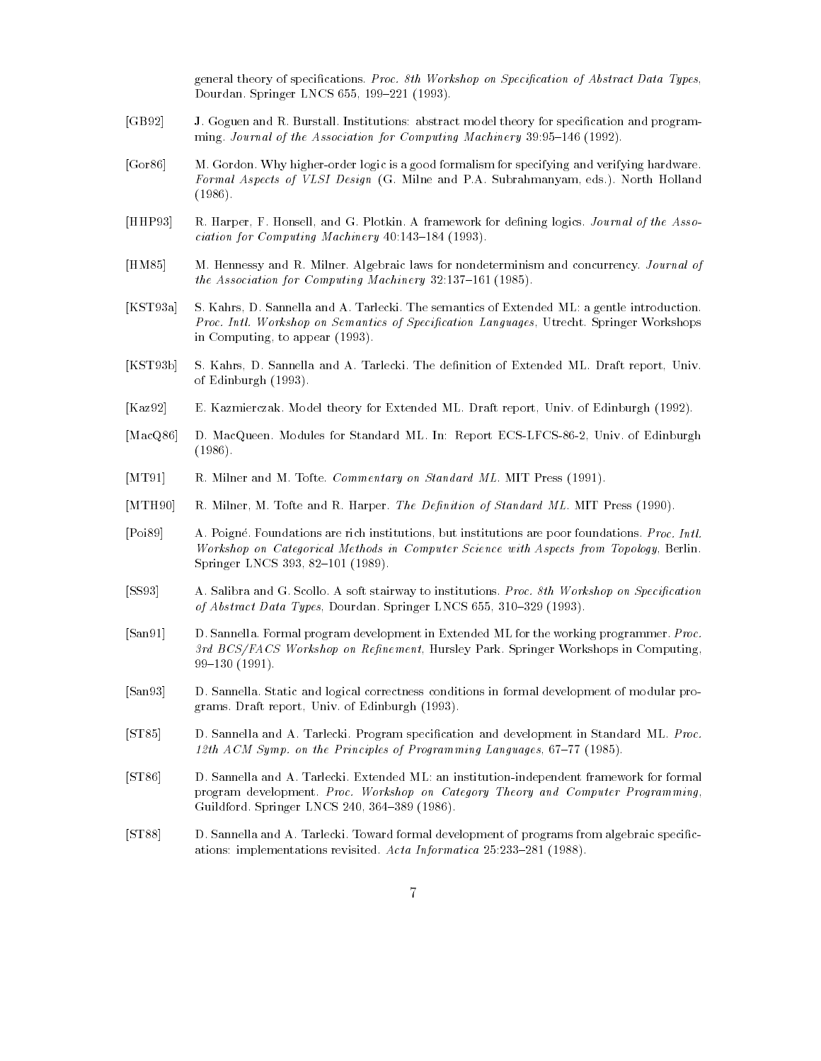general theory of specifications. *Proc. 8th Workshop on Specification of Abstract Data Types*, Dourdan. Springer LNCS 655, 199–221 (1993).

[GB92] J. Goguen and R. Burstall. Institutions: abstract model theory for specification and programming. *Journal of the Association for Computing Machinery* 39:95–146 (1992).

[Gor86] M. Gordon. Why higher-order logic is a good formalism for specifying and verifying hardware. *Formal Aspects of VLSI Design* (G. Milne and P.A. Subrahmanyam, eds.). North Holland (1986).

[HHP93] R. Harper, F. Honsell, and G. Plotkin. A framework for defining logics. *Journal of the Association for Computing Machinery* 40:143–184 (1993).

[HM85] M. Hennessy and R. Milner. Algebraic laws for nondeterminism and concurrency. *Journal of the Association for Computing Machinery* 32:137–161 (1985).

[KST93a] S. Kahrs, D. Sannella and A. Tarlecki. The semantics of Extended ML: a gentle introduction. *Proc. Intl. Workshop on Semantics of Specification Languages*, Utrecht. Springer Workshops in Computing, to appear (1993).

[KST93b] S. Kahrs, D. Sannella and A. Tarlecki. The definition of Extended ML. Draft report, Univ. of Edinburgh (1993).

[Kaz92] E. Kazmierczak. Model theory for Extended ML. Draft report, Univ. of Edinburgh (1992).

[MacQ86] D. MacQueen. Modules for Standard ML. In: Report ECS-LFCS-86-2, Univ. of Edinburgh (1986).

[MT91] R. Milner and M. Tofte. *Commentary on Standard ML*. MIT Press (1991).

[MTH90] R. Milner, M. Tofte and R. Harper. *The Definition of Standard ML*. MIT Press (1990).

[Poi89] A. Poigné. Foundations are rich institutions, but institutions are poor foundations. *Proc. Intl. Workshop on Categorical Methods in Computer Science with Aspects from Topology*, Berlin. Springer LNCS 393, 82–101 (1989).

[SS93] A. Salibra and G. Scollo. A soft stairway to institutions. *Proc. 8th Workshop on Specification of Abstract Data Types*, Dourdan. Springer LNCS 655, 310–329 (1993).

[San91] D. Sannella. Formal program development in Extended ML for the working programmer. *Proc. 3rd BCS/FACS Workshop on Refinement*, Hursley Park. Springer Workshops in Computing, 99–130 (1991).

[San93] D. Sannella. Static and logical correctness conditions in formal development of modular programs. Draft report, Univ. of Edinburgh (1993).

[ST85] D. Sannella and A. Tarlecki. Program specification and development in Standard ML. *Proc. 12th ACM Symp. on the Principles of Programming Languages*, 67–77 (1985).

[ST86] D. Sannella and A. Tarlecki. Extended ML: an institution-independent framework for formal program development. *Proc. Workshop on Category Theory and Computer Programming*, Guildford. Springer LNCS 240, 364–389 (1986).

[ST88] D. Sannella and A. Tarlecki. Toward formal development of programs from algebraic specifications: implementations revisited. *Acta Informatica* 25:233–281 (1988).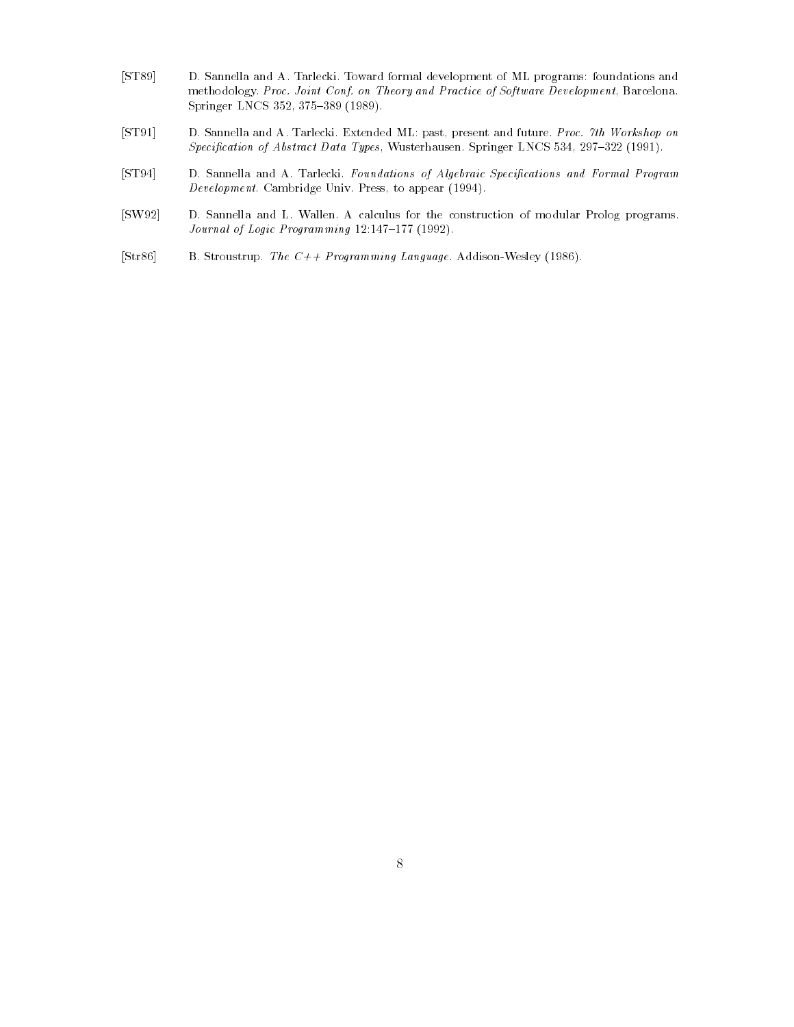[ST89] D. Sannella and A. Tarlecki. Toward formal development of ML programs: foundations and methodology. *Proc. Joint Conf. on Theory and Practice of Software Development*, Barcelona. Springer LNCS 352, 375–389 (1989).

[ST91] D. Sannella and A. Tarlecki. Extended ML: past, present and future. *Proc. 7th Workshop on Specification of Abstract Data Types*, Wusterhausen. Springer LNCS 534, 297–322 (1991).

[ST94] D. Sannella and A. Tarlecki. *Foundations of Algebraic Specifications and Formal Program Development*. Cambridge Univ. Press, to appear (1994).

[SW92] D. Sannella and L. Wallen. A calculus for the construction of modular Prolog programs. *Journal of Logic Programming* 12:147–177 (1992).

[Str86] B. Stroustrup. *The C++ Programming Language*. Addison-Wesley (1986).